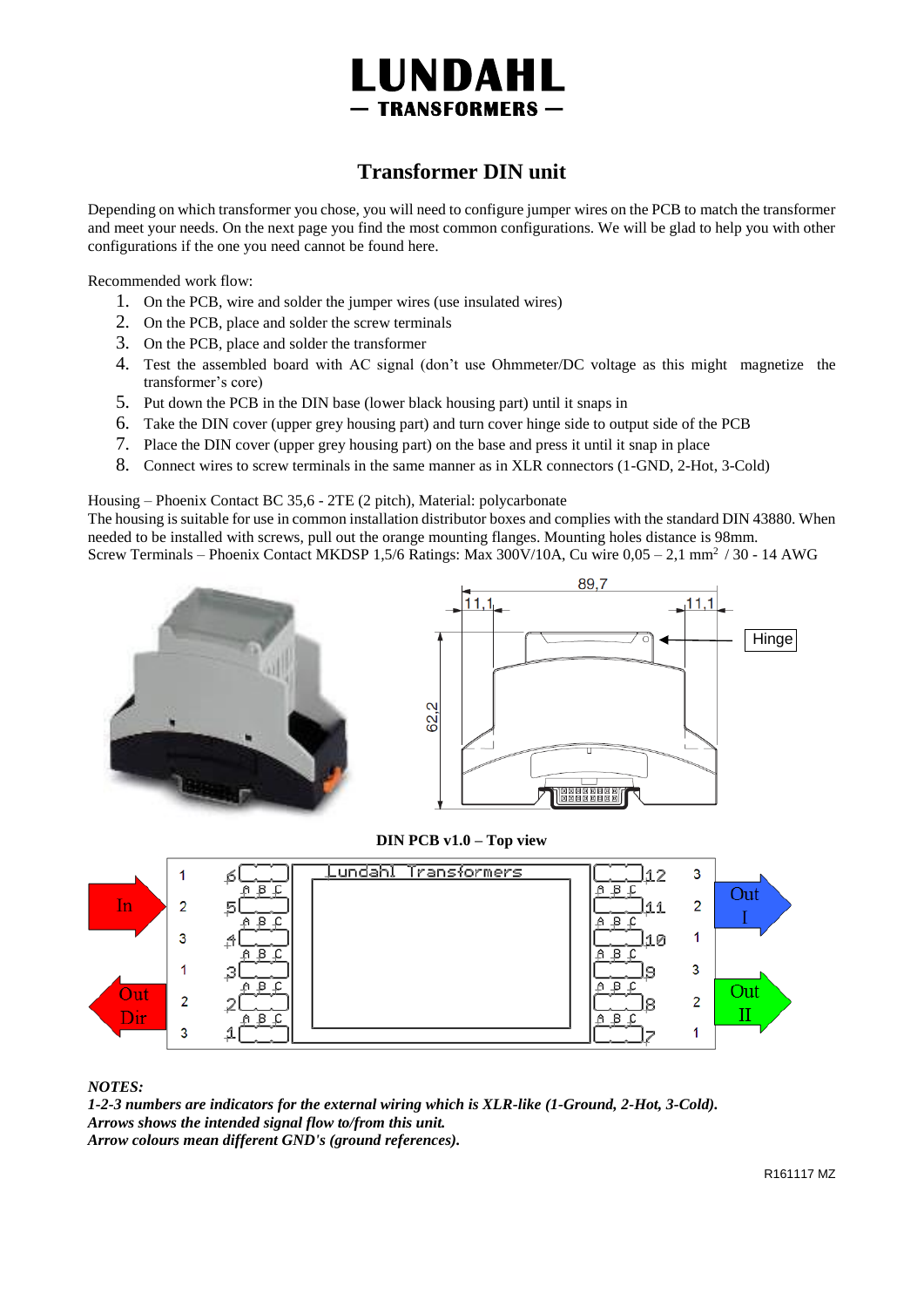# LUNDAHL

— TRANSFORMERS —

## Transformer DIN unit

Depending on which transformer you chose, you will need to configure jumper wires on the PCB to match the transformer and meet your needs. On the next page you find the most common configurations. We will be glad to help you with other configurations if the one you need cannot be found here.

Recommended work flow:

1. On the PCB, wire and solder the jumper wires (use insulated wires)
2. On the PCB, place and solder the screw terminals
3. On the PCB, place and solder the transformer
4. Test the assembled board with AC signal (don't use Ohmmeter/DC voltage as this might magnetize the transformer's core)
5. Put down the PCB in the DIN base (lower black housing part) until it snaps in
6. Take the DIN cover (upper grey housing part) and turn cover hinge side to output side of the PCB
7. Place the DIN cover (upper grey housing part) on the base and press it until it snap in place
8. Connect wires to screw terminals in the same manner as in XLR connectors (1-GND, 2-Hot, 3-Cold)

Housing – Phoenix Contact BC 35,6 - 2TE (2 pitch), Material: polycarbonate
The housing is suitable for use in common installation distributor boxes and complies with the standard DIN 43880. When needed to be installed with screws, pull out the orange mounting flanges. Mounting holes distance is 98mm.
Screw Terminals – Phoenix Contact MKDSP 1,5/6 Ratings: Max 300V/10A, Cu wire 0,05 – 2,1 mm² / 30 - 14 AWG

89,7

11,1 11,1

Hinge

62,2

**DIN PCB v1.0 – Top view**

In: 1 – 6, 2 – 5, 3 – 4

Out Dir: 1 – 3, 2 – 2, 3 – 1

Out I: 3 – 12, 2 – 11, 1 – 10

Out II: 3 – 9, 2 – 8, 1 – 7

Lundahl Transformers

***NOTES:***
***1-2-3 numbers are indicators for the external wiring which is XLR-like (1-Ground, 2-Hot, 3-Cold).***
***Arrows shows the intended signal flow to/from this unit.***
***Arrow colours mean different GND's (ground references).***

R161117 MZ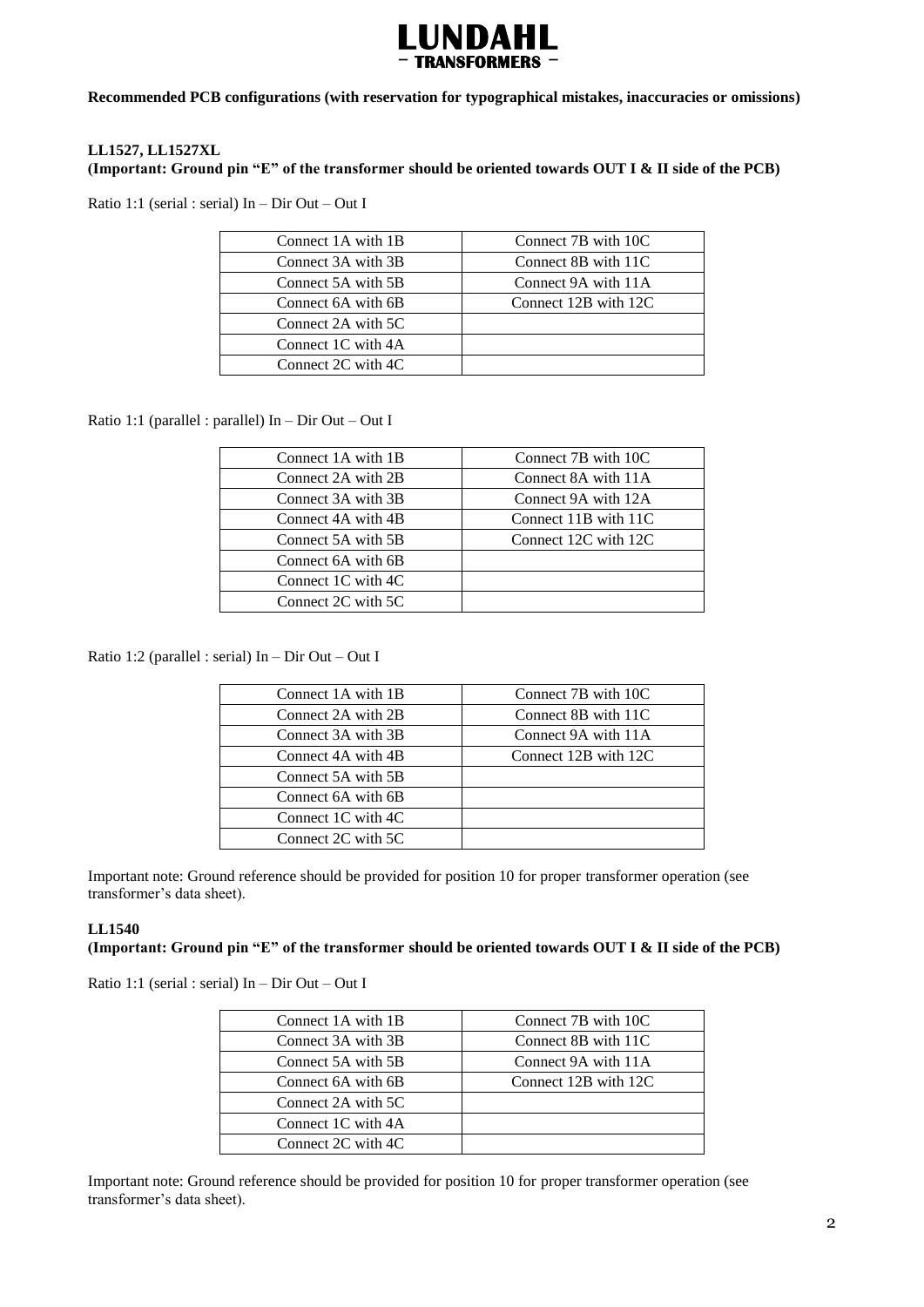**Recommended PCB configurations (with reservation for typographical mistakes, inaccuracies or omissions)**

**LL1527, LL1527XL**
**(Important: Ground pin "E" of the transformer should be oriented towards OUT I & II side of the PCB)**

Ratio 1:1 (serial : serial) In – Dir Out – Out I

| | |
|---|---|
| Connect 1A with 1B | Connect 7B with 10C |
| Connect 3A with 3B | Connect 8B with 11C |
| Connect 5A with 5B | Connect 9A with 11A |
| Connect 6A with 6B | Connect 12B with 12C |
| Connect 2A with 5C | |
| Connect 1C with 4A | |
| Connect 2C with 4C | |

Ratio 1:1 (parallel : parallel) In – Dir Out – Out I

| | |
|---|---|
| Connect 1A with 1B | Connect 7B with 10C |
| Connect 2A with 2B | Connect 8A with 11A |
| Connect 3A with 3B | Connect 9A with 12A |
| Connect 4A with 4B | Connect 11B with 11C |
| Connect 5A with 5B | Connect 12C with 12C |
| Connect 6A with 6B | |
| Connect 1C with 4C | |
| Connect 2C with 5C | |

Ratio 1:2 (parallel : serial) In – Dir Out – Out I

| | |
|---|---|
| Connect 1A with 1B | Connect 7B with 10C |
| Connect 2A with 2B | Connect 8B with 11C |
| Connect 3A with 3B | Connect 9A with 11A |
| Connect 4A with 4B | Connect 12B with 12C |
| Connect 5A with 5B | |
| Connect 6A with 6B | |
| Connect 1C with 4C | |
| Connect 2C with 5C | |

Important note: Ground reference should be provided for position 10 for proper transformer operation (see transformer's data sheet).

**LL1540**
**(Important: Ground pin "E" of the transformer should be oriented towards OUT I & II side of the PCB)**

Ratio 1:1 (serial : serial) In – Dir Out – Out I

| | |
|---|---|
| Connect 1A with 1B | Connect 7B with 10C |
| Connect 3A with 3B | Connect 8B with 11C |
| Connect 5A with 5B | Connect 9A with 11A |
| Connect 6A with 6B | Connect 12B with 12C |
| Connect 2A with 5C | |
| Connect 1C with 4A | |
| Connect 2C with 4C | |

Important note: Ground reference should be provided for position 10 for proper transformer operation (see transformer's data sheet).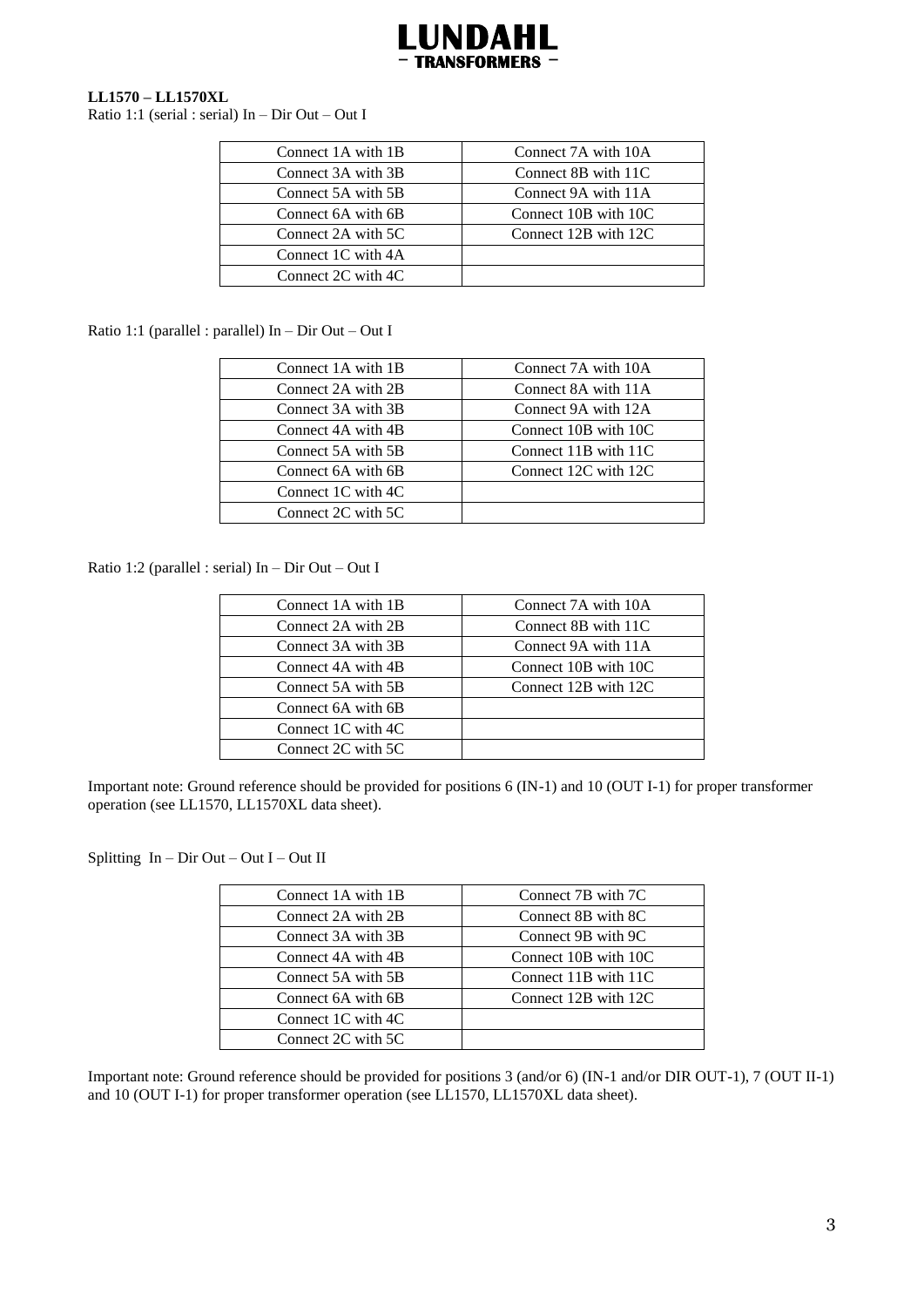**LL1570 – LL1570XL**

Ratio 1:1 (serial : serial) In – Dir Out – Out I

| | |
|---|---|
| Connect 1A with 1B | Connect 7A with 10A |
| Connect 3A with 3B | Connect 8B with 11C |
| Connect 5A with 5B | Connect 9A with 11A |
| Connect 6A with 6B | Connect 10B with 10C |
| Connect 2A with 5C | Connect 12B with 12C |
| Connect 1C with 4A | |
| Connect 2C with 4C | |

Ratio 1:1 (parallel : parallel) In – Dir Out – Out I

| | |
|---|---|
| Connect 1A with 1B | Connect 7A with 10A |
| Connect 2A with 2B | Connect 8A with 11A |
| Connect 3A with 3B | Connect 9A with 12A |
| Connect 4A with 4B | Connect 10B with 10C |
| Connect 5A with 5B | Connect 11B with 11C |
| Connect 6A with 6B | Connect 12C with 12C |
| Connect 1C with 4C | |
| Connect 2C with 5C | |

Ratio 1:2 (parallel : serial) In – Dir Out – Out I

| | |
|---|---|
| Connect 1A with 1B | Connect 7A with 10A |
| Connect 2A with 2B | Connect 8B with 11C |
| Connect 3A with 3B | Connect 9A with 11A |
| Connect 4A with 4B | Connect 10B with 10C |
| Connect 5A with 5B | Connect 12B with 12C |
| Connect 6A with 6B | |
| Connect 1C with 4C | |
| Connect 2C with 5C | |

Important note: Ground reference should be provided for positions 6 (IN-1) and 10 (OUT I-1) for proper transformer operation (see LL1570, LL1570XL data sheet).

Splitting In – Dir Out – Out I – Out II

| | |
|---|---|
| Connect 1A with 1B | Connect 7B with 7C |
| Connect 2A with 2B | Connect 8B with 8C |
| Connect 3A with 3B | Connect 9B with 9C |
| Connect 4A with 4B | Connect 10B with 10C |
| Connect 5A with 5B | Connect 11B with 11C |
| Connect 6A with 6B | Connect 12B with 12C |
| Connect 1C with 4C | |
| Connect 2C with 5C | |

Important note: Ground reference should be provided for positions 3 (and/or 6) (IN-1 and/or DIR OUT-1), 7 (OUT II-1) and 10 (OUT I-1) for proper transformer operation (see LL1570, LL1570XL data sheet).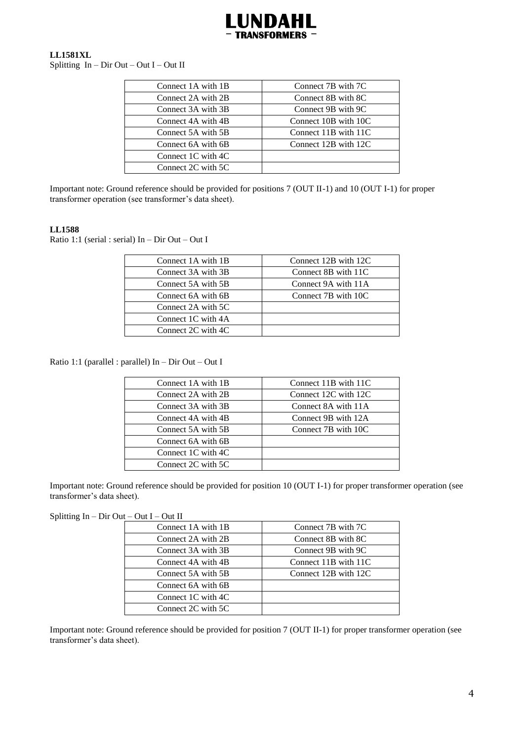**LL1581XL**

Splitting In – Dir Out – Out I – Out II

| | |
|---|---|
| Connect 1A with 1B | Connect 7B with 7C |
| Connect 2A with 2B | Connect 8B with 8C |
| Connect 3A with 3B | Connect 9B with 9C |
| Connect 4A with 4B | Connect 10B with 10C |
| Connect 5A with 5B | Connect 11B with 11C |
| Connect 6A with 6B | Connect 12B with 12C |
| Connect 1C with 4C | |
| Connect 2C with 5C | |

Important note: Ground reference should be provided for positions 7 (OUT II-1) and 10 (OUT I-1) for proper transformer operation (see transformer's data sheet).

**LL1588**

Ratio 1:1 (serial : serial) In – Dir Out – Out I

| | |
|---|---|
| Connect 1A with 1B | Connect 12B with 12C |
| Connect 3A with 3B | Connect 8B with 11C |
| Connect 5A with 5B | Connect 9A with 11A |
| Connect 6A with 6B | Connect 7B with 10C |
| Connect 2A with 5C | |
| Connect 1C with 4A | |
| Connect 2C with 4C | |

Ratio 1:1 (parallel : parallel) In – Dir Out – Out I

| | |
|---|---|
| Connect 1A with 1B | Connect 11B with 11C |
| Connect 2A with 2B | Connect 12C with 12C |
| Connect 3A with 3B | Connect 8A with 11A |
| Connect 4A with 4B | Connect 9B with 12A |
| Connect 5A with 5B | Connect 7B with 10C |
| Connect 6A with 6B | |
| Connect 1C with 4C | |
| Connect 2C with 5C | |

Important note: Ground reference should be provided for position 10 (OUT I-1) for proper transformer operation (see transformer's data sheet).

Splitting In – Dir Out – Out I – Out II

| | |
|---|---|
| Connect 1A with 1B | Connect 7B with 7C |
| Connect 2A with 2B | Connect 8B with 8C |
| Connect 3A with 3B | Connect 9B with 9C |
| Connect 4A with 4B | Connect 11B with 11C |
| Connect 5A with 5B | Connect 12B with 12C |
| Connect 6A with 6B | |
| Connect 1C with 4C | |
| Connect 2C with 5C | |

Important note: Ground reference should be provided for position 7 (OUT II-1) for proper transformer operation (see transformer's data sheet).